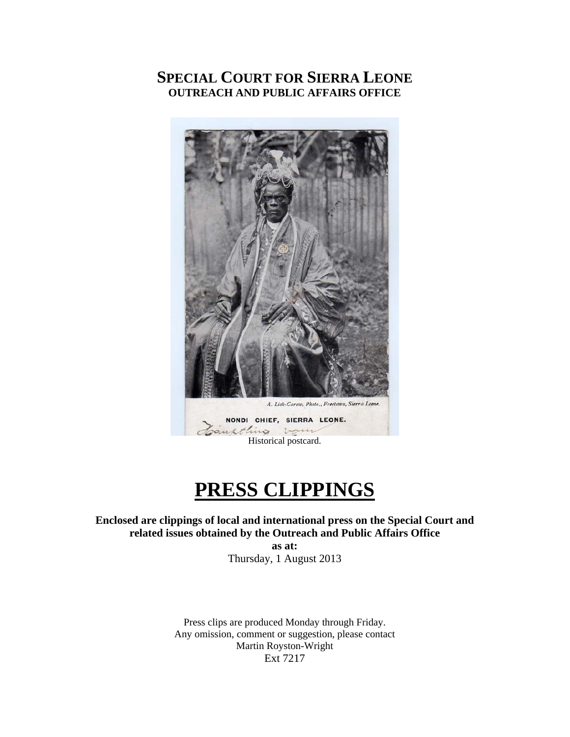# SPECIAL COURT FOR SIERRA LEONE
## OUTREACH AND PUBLIC AFFAIRS OFFICE

A. Lisk-Carew, Photo., Freetown, Sierra Leone.

NONDI CHIEF, SIERRA LEONE.

Historical postcard.

# PRESS CLIPPINGS

**Enclosed are clippings of local and international press on the Special Court and related issues obtained by the Outreach and Public Affairs Office**

**as at:**

Thursday, 1 August 2013

Press clips are produced Monday through Friday.
Any omission, comment or suggestion, please contact
Martin Royston-Wright
Ext 7217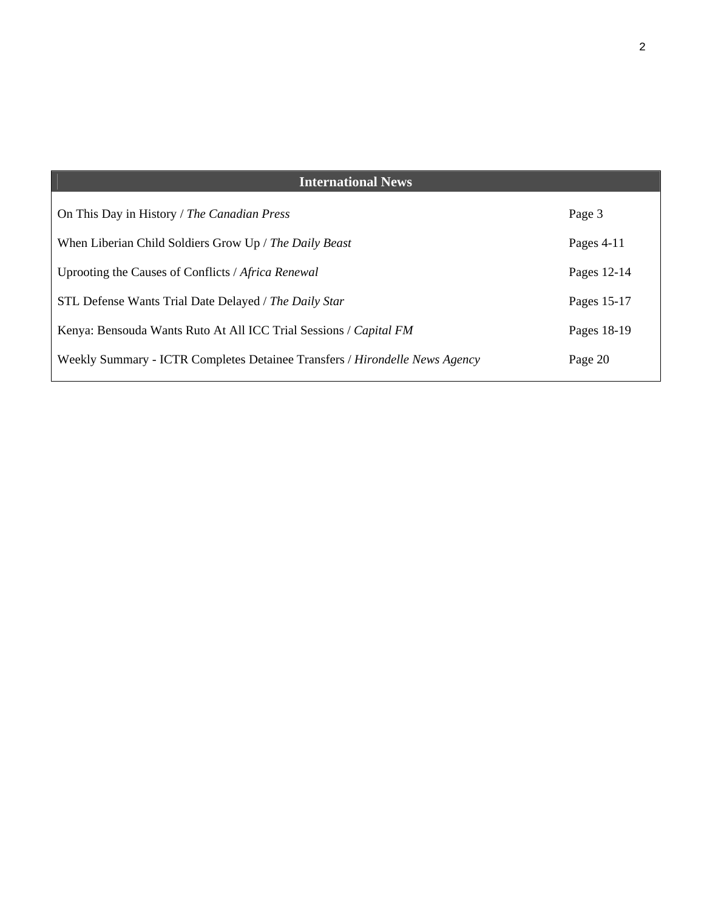| International News | |
|---|---|
| On This Day in History / *The Canadian Press* | Page 3 |
| When Liberian Child Soldiers Grow Up / *The Daily Beast* | Pages 4-11 |
| Uprooting the Causes of Conflicts / *Africa Renewal* | Pages 12-14 |
| STL Defense Wants Trial Date Delayed / *The Daily Star* | Pages 15-17 |
| Kenya: Bensouda Wants Ruto At All ICC Trial Sessions / *Capital FM* | Pages 18-19 |
| Weekly Summary - ICTR Completes Detainee Transfers / *Hirondelle News Agency* | Page 20 |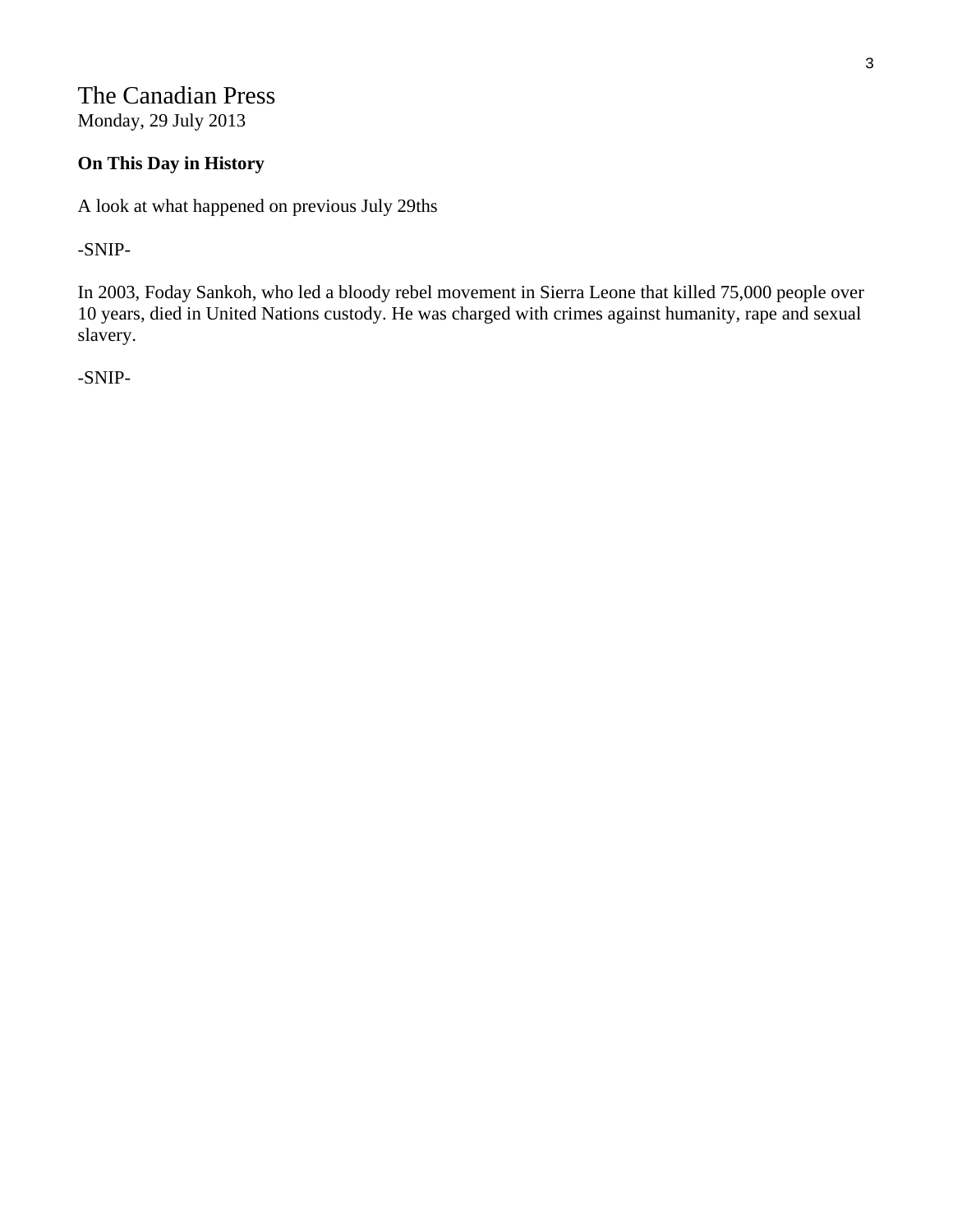The Canadian Press
Monday, 29 July 2013

**On This Day in History**

A look at what happened on previous July 29ths

-SNIP-

In 2003, Foday Sankoh, who led a bloody rebel movement in Sierra Leone that killed 75,000 people over 10 years, died in United Nations custody. He was charged with crimes against humanity, rape and sexual slavery.

-SNIP-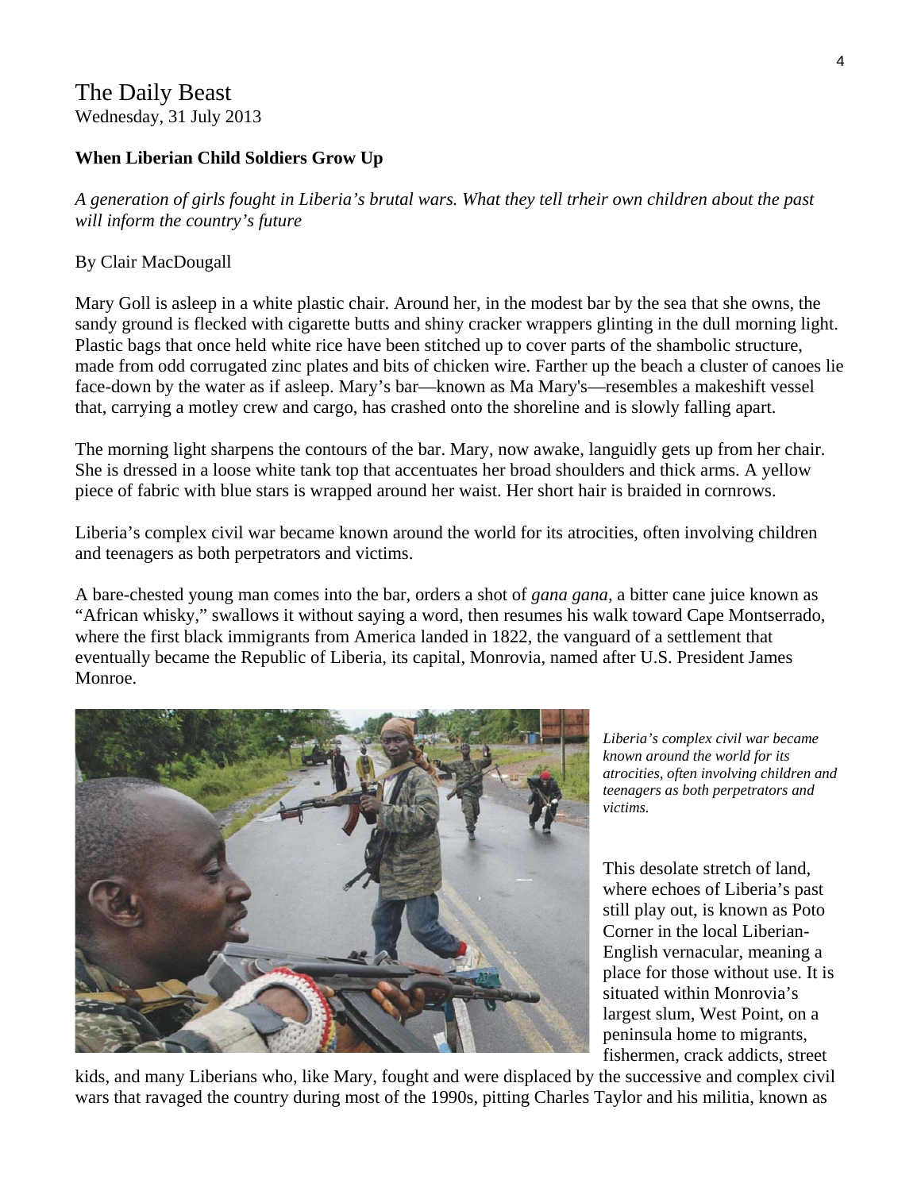# The Daily Beast

Wednesday, 31 July 2013

**When Liberian Child Soldiers Grow Up**

*A generation of girls fought in Liberia's brutal wars. What they tell trheir own children about the past will inform the country's future*

By Clair MacDougall

Mary Goll is asleep in a white plastic chair. Around her, in the modest bar by the sea that she owns, the sandy ground is flecked with cigarette butts and shiny cracker wrappers glinting in the dull morning light. Plastic bags that once held white rice have been stitched up to cover parts of the shambolic structure, made from odd corrugated zinc plates and bits of chicken wire. Farther up the beach a cluster of canoes lie face-down by the water as if asleep. Mary's bar—known as Ma Mary's—resembles a makeshift vessel that, carrying a motley crew and cargo, has crashed onto the shoreline and is slowly falling apart.

The morning light sharpens the contours of the bar. Mary, now awake, languidly gets up from her chair. She is dressed in a loose white tank top that accentuates her broad shoulders and thick arms. A yellow piece of fabric with blue stars is wrapped around her waist. Her short hair is braided in cornrows.

Liberia's complex civil war became known around the world for its atrocities, often involving children and teenagers as both perpetrators and victims.

A bare-chested young man comes into the bar, orders a shot of *gana gana*, a bitter cane juice known as "African whisky," swallows it without saying a word, then resumes his walk toward Cape Montserrado, where the first black immigrants from America landed in 1822, the vanguard of a settlement that eventually became the Republic of Liberia, its capital, Monrovia, named after U.S. President James Monroe.

*Liberia's complex civil war became known around the world for its atrocities, often involving children and teenagers as both perpetrators and victims.*

This desolate stretch of land, where echoes of Liberia's past still play out, is known as Poto Corner in the local Liberian-English vernacular, meaning a place for those without use. It is situated within Monrovia's largest slum, West Point, on a peninsula home to migrants, fishermen, crack addicts, street kids, and many Liberians who, like Mary, fought and were displaced by the successive and complex civil wars that ravaged the country during most of the 1990s, pitting Charles Taylor and his militia, known as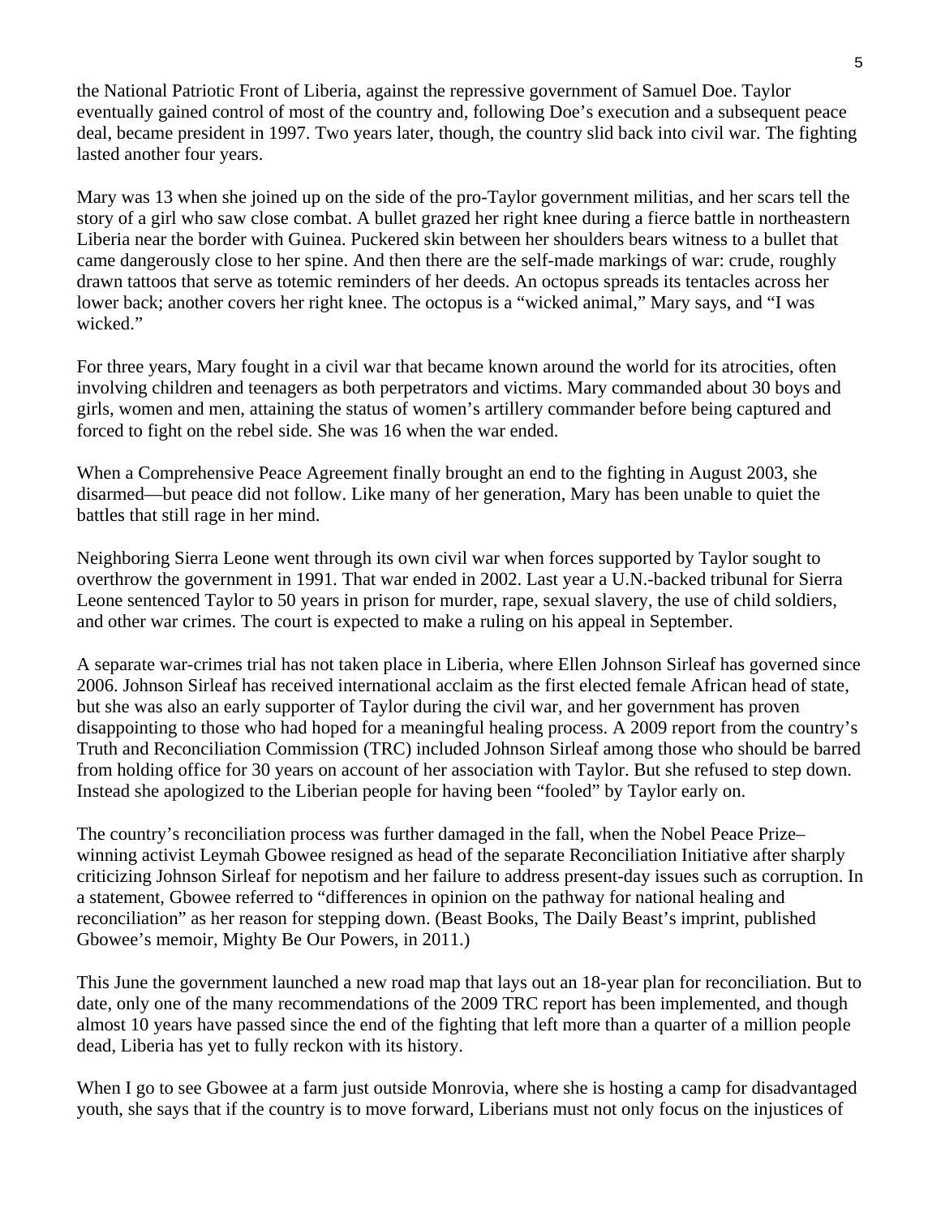the National Patriotic Front of Liberia, against the repressive government of Samuel Doe. Taylor eventually gained control of most of the country and, following Doe's execution and a subsequent peace deal, became president in 1997. Two years later, though, the country slid back into civil war. The fighting lasted another four years.

Mary was 13 when she joined up on the side of the pro-Taylor government militias, and her scars tell the story of a girl who saw close combat. A bullet grazed her right knee during a fierce battle in northeastern Liberia near the border with Guinea. Puckered skin between her shoulders bears witness to a bullet that came dangerously close to her spine. And then there are the self-made markings of war: crude, roughly drawn tattoos that serve as totemic reminders of her deeds. An octopus spreads its tentacles across her lower back; another covers her right knee. The octopus is a "wicked animal," Mary says, and "I was wicked."

For three years, Mary fought in a civil war that became known around the world for its atrocities, often involving children and teenagers as both perpetrators and victims. Mary commanded about 30 boys and girls, women and men, attaining the status of women's artillery commander before being captured and forced to fight on the rebel side. She was 16 when the war ended.

When a Comprehensive Peace Agreement finally brought an end to the fighting in August 2003, she disarmed—but peace did not follow. Like many of her generation, Mary has been unable to quiet the battles that still rage in her mind.

Neighboring Sierra Leone went through its own civil war when forces supported by Taylor sought to overthrow the government in 1991. That war ended in 2002. Last year a U.N.-backed tribunal for Sierra Leone sentenced Taylor to 50 years in prison for murder, rape, sexual slavery, the use of child soldiers, and other war crimes. The court is expected to make a ruling on his appeal in September.

A separate war-crimes trial has not taken place in Liberia, where Ellen Johnson Sirleaf has governed since 2006. Johnson Sirleaf has received international acclaim as the first elected female African head of state, but she was also an early supporter of Taylor during the civil war, and her government has proven disappointing to those who had hoped for a meaningful healing process. A 2009 report from the country's Truth and Reconciliation Commission (TRC) included Johnson Sirleaf among those who should be barred from holding office for 30 years on account of her association with Taylor. But she refused to step down. Instead she apologized to the Liberian people for having been "fooled" by Taylor early on.

The country's reconciliation process was further damaged in the fall, when the Nobel Peace Prize–winning activist Leymah Gbowee resigned as head of the separate Reconciliation Initiative after sharply criticizing Johnson Sirleaf for nepotism and her failure to address present-day issues such as corruption. In a statement, Gbowee referred to "differences in opinion on the pathway for national healing and reconciliation" as her reason for stepping down. (Beast Books, The Daily Beast's imprint, published Gbowee's memoir, Mighty Be Our Powers, in 2011.)

This June the government launched a new road map that lays out an 18-year plan for reconciliation. But to date, only one of the many recommendations of the 2009 TRC report has been implemented, and though almost 10 years have passed since the end of the fighting that left more than a quarter of a million people dead, Liberia has yet to fully reckon with its history.

When I go to see Gbowee at a farm just outside Monrovia, where she is hosting a camp for disadvantaged youth, she says that if the country is to move forward, Liberians must not only focus on the injustices of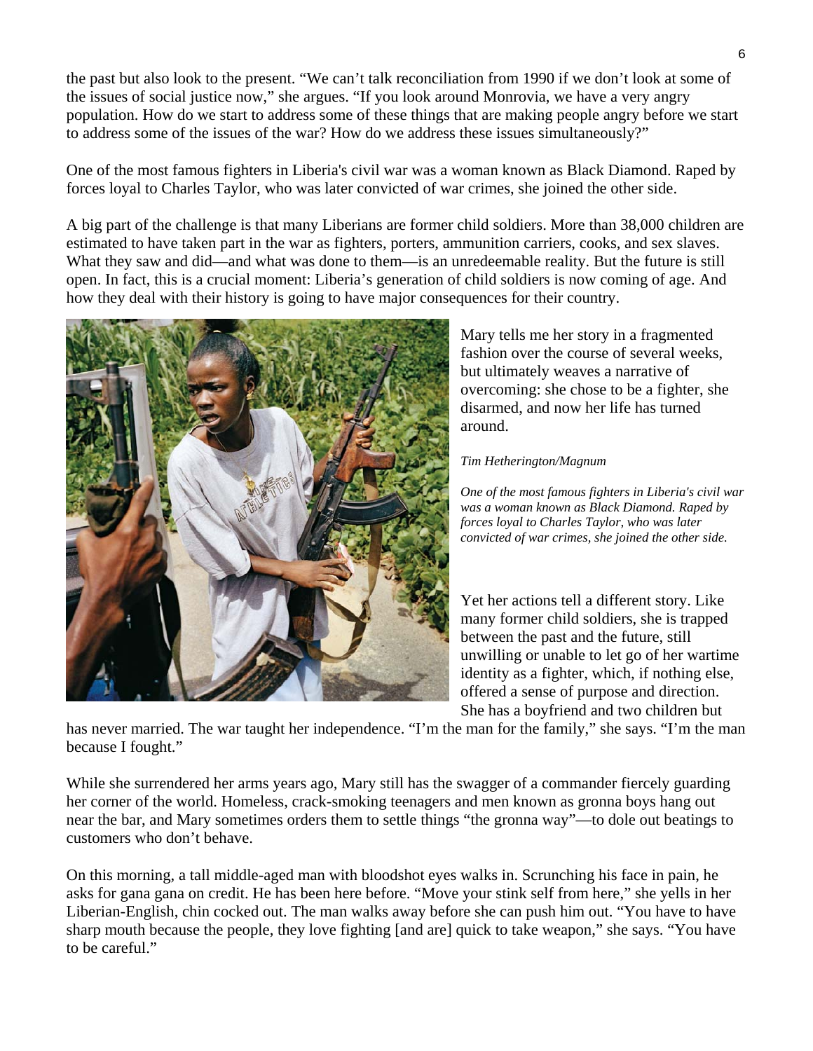the past but also look to the present. "We can't talk reconciliation from 1990 if we don't look at some of the issues of social justice now," she argues. "If you look around Monrovia, we have a very angry population. How do we start to address some of these things that are making people angry before we start to address some of the issues of the war? How do we address these issues simultaneously?"

One of the most famous fighters in Liberia's civil war was a woman known as Black Diamond. Raped by forces loyal to Charles Taylor, who was later convicted of war crimes, she joined the other side.

A big part of the challenge is that many Liberians are former child soldiers. More than 38,000 children are estimated to have taken part in the war as fighters, porters, ammunition carriers, cooks, and sex slaves. What they saw and did—and what was done to them—is an unredeemable reality. But the future is still open. In fact, this is a crucial moment: Liberia's generation of child soldiers is now coming of age. And how they deal with their history is going to have major consequences for their country.

*Tim Hetherington/Magnum*

*One of the most famous fighters in Liberia's civil war was a woman known as Black Diamond. Raped by forces loyal to Charles Taylor, who was later convicted of war crimes, she joined the other side.*

Mary tells me her story in a fragmented fashion over the course of several weeks, but ultimately weaves a narrative of overcoming: she chose to be a fighter, she disarmed, and now her life has turned around.

Yet her actions tell a different story. Like many former child soldiers, she is trapped between the past and the future, still unwilling or unable to let go of her wartime identity as a fighter, which, if nothing else, offered a sense of purpose and direction. She has a boyfriend and two children but has never married. The war taught her independence. "I'm the man for the family," she says. "I'm the man because I fought."

While she surrendered her arms years ago, Mary still has the swagger of a commander fiercely guarding her corner of the world. Homeless, crack-smoking teenagers and men known as gronna boys hang out near the bar, and Mary sometimes orders them to settle things "the gronna way"—to dole out beatings to customers who don't behave.

On this morning, a tall middle-aged man with bloodshot eyes walks in. Scrunching his face in pain, he asks for gana gana on credit. He has been here before. "Move your stink self from here," she yells in her Liberian-English, chin cocked out. The man walks away before she can push him out. "You have to have sharp mouth because the people, they love fighting [and are] quick to take weapon," she says. "You have to be careful."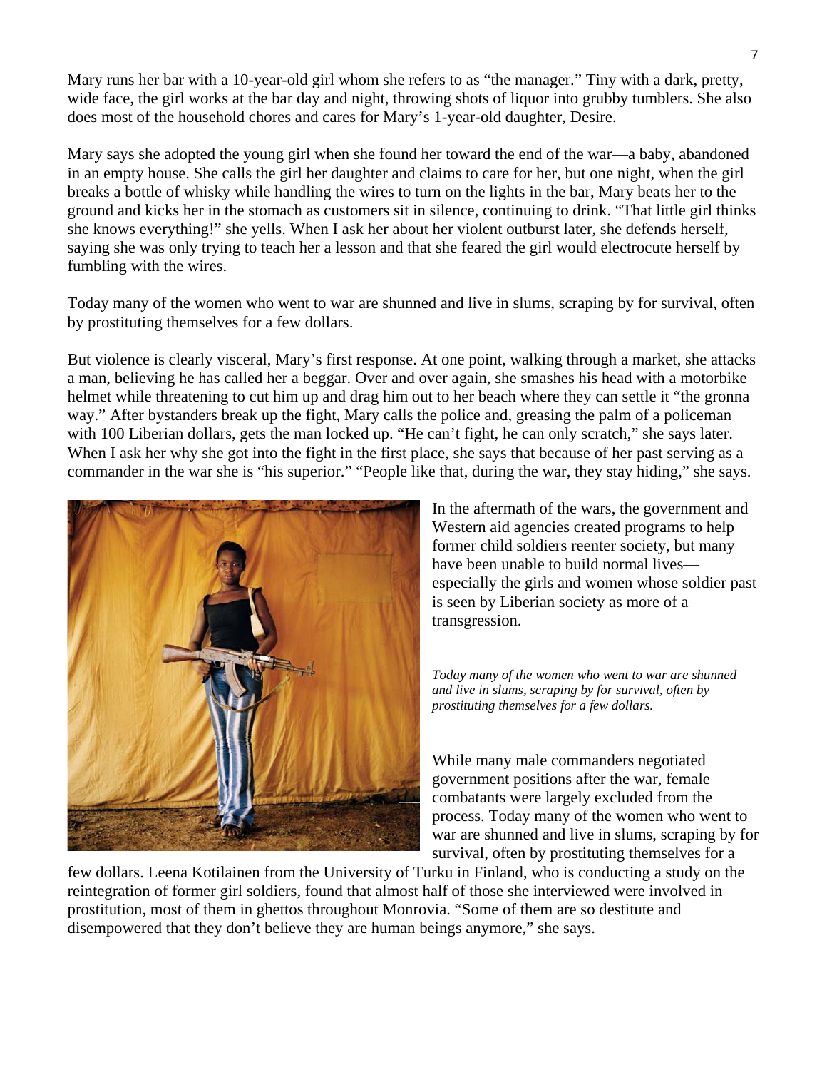Mary runs her bar with a 10-year-old girl whom she refers to as "the manager." Tiny with a dark, pretty, wide face, the girl works at the bar day and night, throwing shots of liquor into grubby tumblers. She also does most of the household chores and cares for Mary's 1-year-old daughter, Desire.

Mary says she adopted the young girl when she found her toward the end of the war—a baby, abandoned in an empty house. She calls the girl her daughter and claims to care for her, but one night, when the girl breaks a bottle of whisky while handling the wires to turn on the lights in the bar, Mary beats her to the ground and kicks her in the stomach as customers sit in silence, continuing to drink. "That little girl thinks she knows everything!" she yells. When I ask her about her violent outburst later, she defends herself, saying she was only trying to teach her a lesson and that she feared the girl would electrocute herself by fumbling with the wires.

Today many of the women who went to war are shunned and live in slums, scraping by for survival, often by prostituting themselves for a few dollars.

But violence is clearly visceral, Mary's first response. At one point, walking through a market, she attacks a man, believing he has called her a beggar. Over and over again, she smashes his head with a motorbike helmet while threatening to cut him up and drag him out to her beach where they can settle it "the gronna way." After bystanders break up the fight, Mary calls the police and, greasing the palm of a policeman with 100 Liberian dollars, gets the man locked up. "He can't fight, he can only scratch," she says later. When I ask her why she got into the fight in the first place, she says that because of her past serving as a commander in the war she is "his superior." "People like that, during the war, they stay hiding," she says.

In the aftermath of the wars, the government and Western aid agencies created programs to help former child soldiers reenter society, but many have been unable to build normal lives—especially the girls and women whose soldier past is seen by Liberian society as more of a transgression.

*Today many of the women who went to war are shunned and live in slums, scraping by for survival, often by prostituting themselves for a few dollars.*

While many male commanders negotiated government positions after the war, female combatants were largely excluded from the process. Today many of the women who went to war are shunned and live in slums, scraping by for survival, often by prostituting themselves for a few dollars. Leena Kotilainen from the University of Turku in Finland, who is conducting a study on the reintegration of former girl soldiers, found that almost half of those she interviewed were involved in prostitution, most of them in ghettos throughout Monrovia. "Some of them are so destitute and disempowered that they don't believe they are human beings anymore," she says.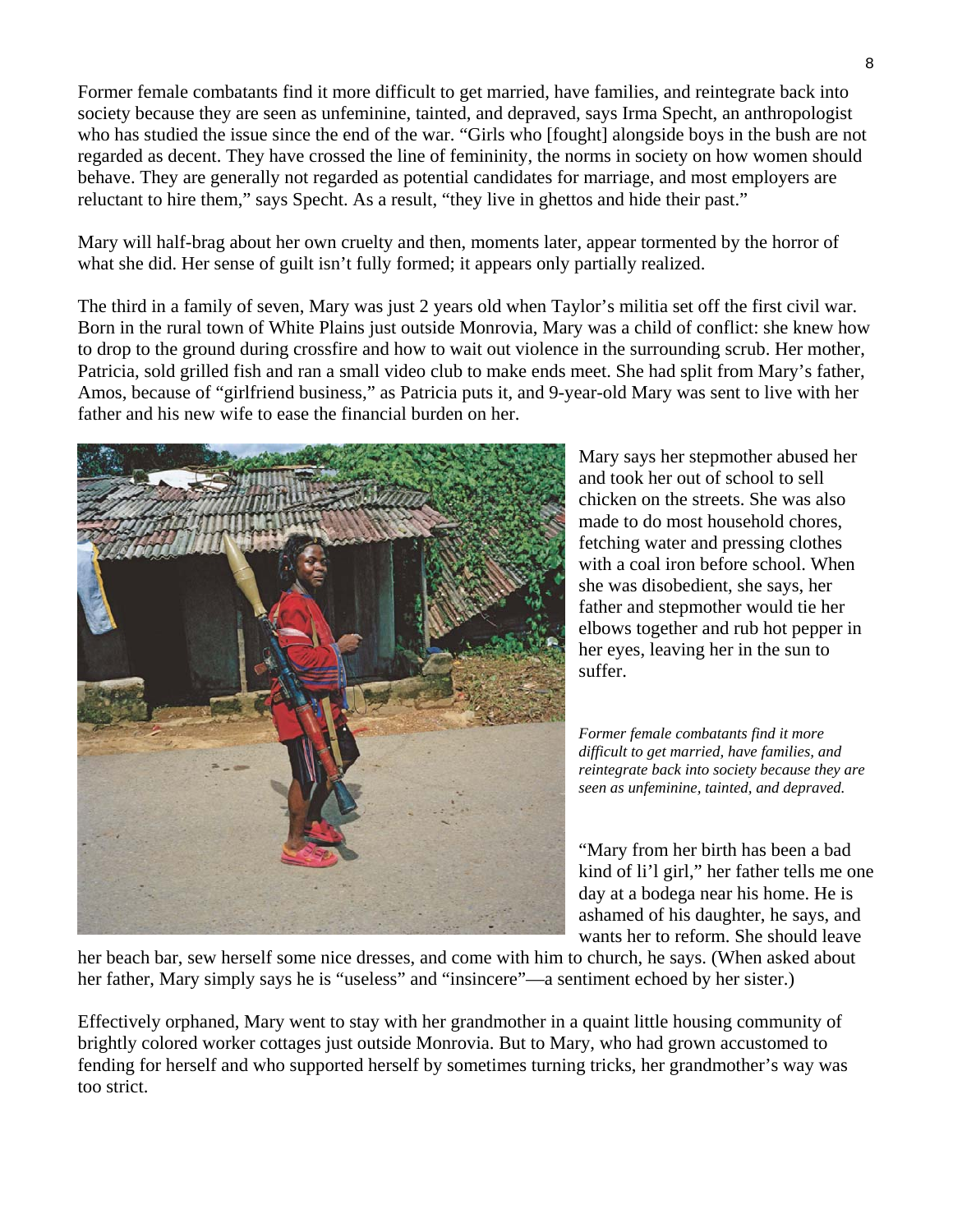Former female combatants find it more difficult to get married, have families, and reintegrate back into society because they are seen as unfeminine, tainted, and depraved, says Irma Specht, an anthropologist who has studied the issue since the end of the war. "Girls who [fought] alongside boys in the bush are not regarded as decent. They have crossed the line of femininity, the norms in society on how women should behave. They are generally not regarded as potential candidates for marriage, and most employers are reluctant to hire them," says Specht. As a result, "they live in ghettos and hide their past."

Mary will half-brag about her own cruelty and then, moments later, appear tormented by the horror of what she did. Her sense of guilt isn't fully formed; it appears only partially realized.

The third in a family of seven, Mary was just 2 years old when Taylor's militia set off the first civil war. Born in the rural town of White Plains just outside Monrovia, Mary was a child of conflict: she knew how to drop to the ground during crossfire and how to wait out violence in the surrounding scrub. Her mother, Patricia, sold grilled fish and ran a small video club to make ends meet. She had split from Mary's father, Amos, because of "girlfriend business," as Patricia puts it, and 9-year-old Mary was sent to live with her father and his new wife to ease the financial burden on her.

Mary says her stepmother abused her and took her out of school to sell chicken on the streets. She was also made to do most household chores, fetching water and pressing clothes with a coal iron before school. When she was disobedient, she says, her father and stepmother would tie her elbows together and rub hot pepper in her eyes, leaving her in the sun to suffer.

*Former female combatants find it more difficult to get married, have families, and reintegrate back into society because they are seen as unfeminine, tainted, and depraved.*

"Mary from her birth has been a bad kind of li'l girl," her father tells me one day at a bodega near his home. He is ashamed of his daughter, he says, and wants her to reform. She should leave her beach bar, sew herself some nice dresses, and come with him to church, he says. (When asked about her father, Mary simply says he is "useless" and "insincere"—a sentiment echoed by her sister.)

Effectively orphaned, Mary went to stay with her grandmother in a quaint little housing community of brightly colored worker cottages just outside Monrovia. But to Mary, who had grown accustomed to fending for herself and who supported herself by sometimes turning tricks, her grandmother's way was too strict.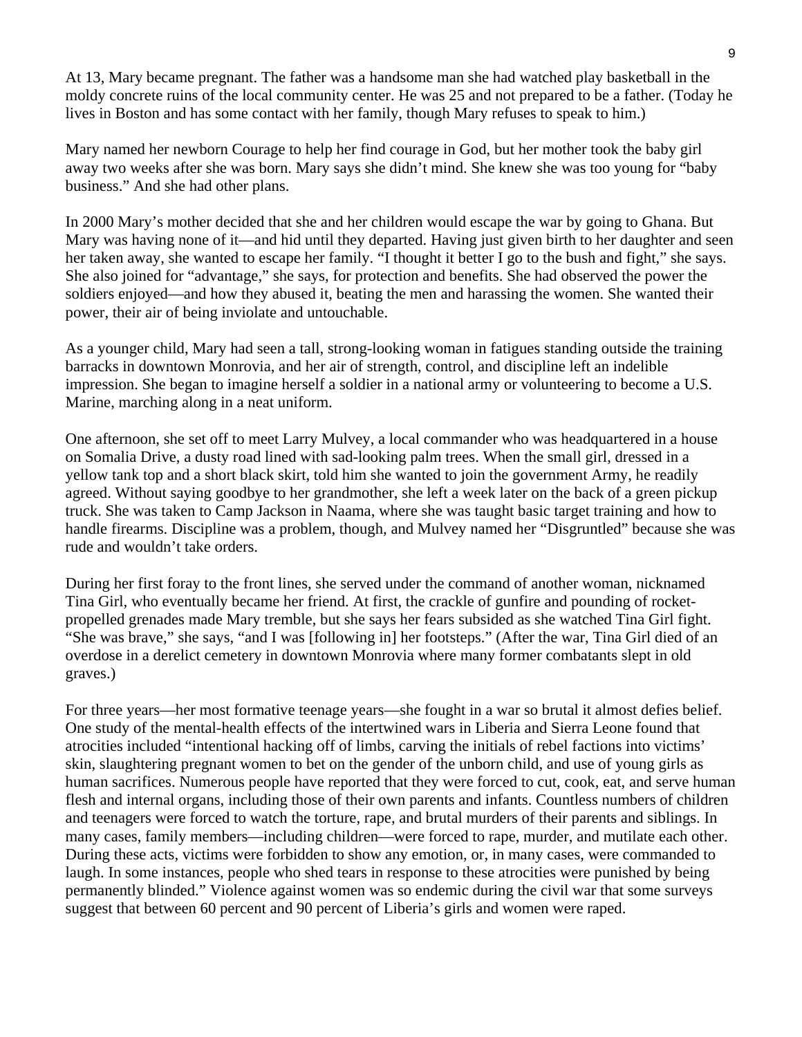At 13, Mary became pregnant. The father was a handsome man she had watched play basketball in the moldy concrete ruins of the local community center. He was 25 and not prepared to be a father. (Today he lives in Boston and has some contact with her family, though Mary refuses to speak to him.)

Mary named her newborn Courage to help her find courage in God, but her mother took the baby girl away two weeks after she was born. Mary says she didn't mind. She knew she was too young for "baby business." And she had other plans.

In 2000 Mary's mother decided that she and her children would escape the war by going to Ghana. But Mary was having none of it—and hid until they departed. Having just given birth to her daughter and seen her taken away, she wanted to escape her family. "I thought it better I go to the bush and fight," she says. She also joined for "advantage," she says, for protection and benefits. She had observed the power the soldiers enjoyed—and how they abused it, beating the men and harassing the women. She wanted their power, their air of being inviolate and untouchable.

As a younger child, Mary had seen a tall, strong-looking woman in fatigues standing outside the training barracks in downtown Monrovia, and her air of strength, control, and discipline left an indelible impression. She began to imagine herself a soldier in a national army or volunteering to become a U.S. Marine, marching along in a neat uniform.

One afternoon, she set off to meet Larry Mulvey, a local commander who was headquartered in a house on Somalia Drive, a dusty road lined with sad-looking palm trees. When the small girl, dressed in a yellow tank top and a short black skirt, told him she wanted to join the government Army, he readily agreed. Without saying goodbye to her grandmother, she left a week later on the back of a green pickup truck. She was taken to Camp Jackson in Naama, where she was taught basic target training and how to handle firearms. Discipline was a problem, though, and Mulvey named her "Disgruntled" because she was rude and wouldn't take orders.

During her first foray to the front lines, she served under the command of another woman, nicknamed Tina Girl, who eventually became her friend. At first, the crackle of gunfire and pounding of rocket-propelled grenades made Mary tremble, but she says her fears subsided as she watched Tina Girl fight. "She was brave," she says, "and I was [following in] her footsteps." (After the war, Tina Girl died of an overdose in a derelict cemetery in downtown Monrovia where many former combatants slept in old graves.)

For three years—her most formative teenage years—she fought in a war so brutal it almost defies belief. One study of the mental-health effects of the intertwined wars in Liberia and Sierra Leone found that atrocities included "intentional hacking off of limbs, carving the initials of rebel factions into victims' skin, slaughtering pregnant women to bet on the gender of the unborn child, and use of young girls as human sacrifices. Numerous people have reported that they were forced to cut, cook, eat, and serve human flesh and internal organs, including those of their own parents and infants. Countless numbers of children and teenagers were forced to watch the torture, rape, and brutal murders of their parents and siblings. In many cases, family members—including children—were forced to rape, murder, and mutilate each other. During these acts, victims were forbidden to show any emotion, or, in many cases, were commanded to laugh. In some instances, people who shed tears in response to these atrocities were punished by being permanently blinded." Violence against women was so endemic during the civil war that some surveys suggest that between 60 percent and 90 percent of Liberia's girls and women were raped.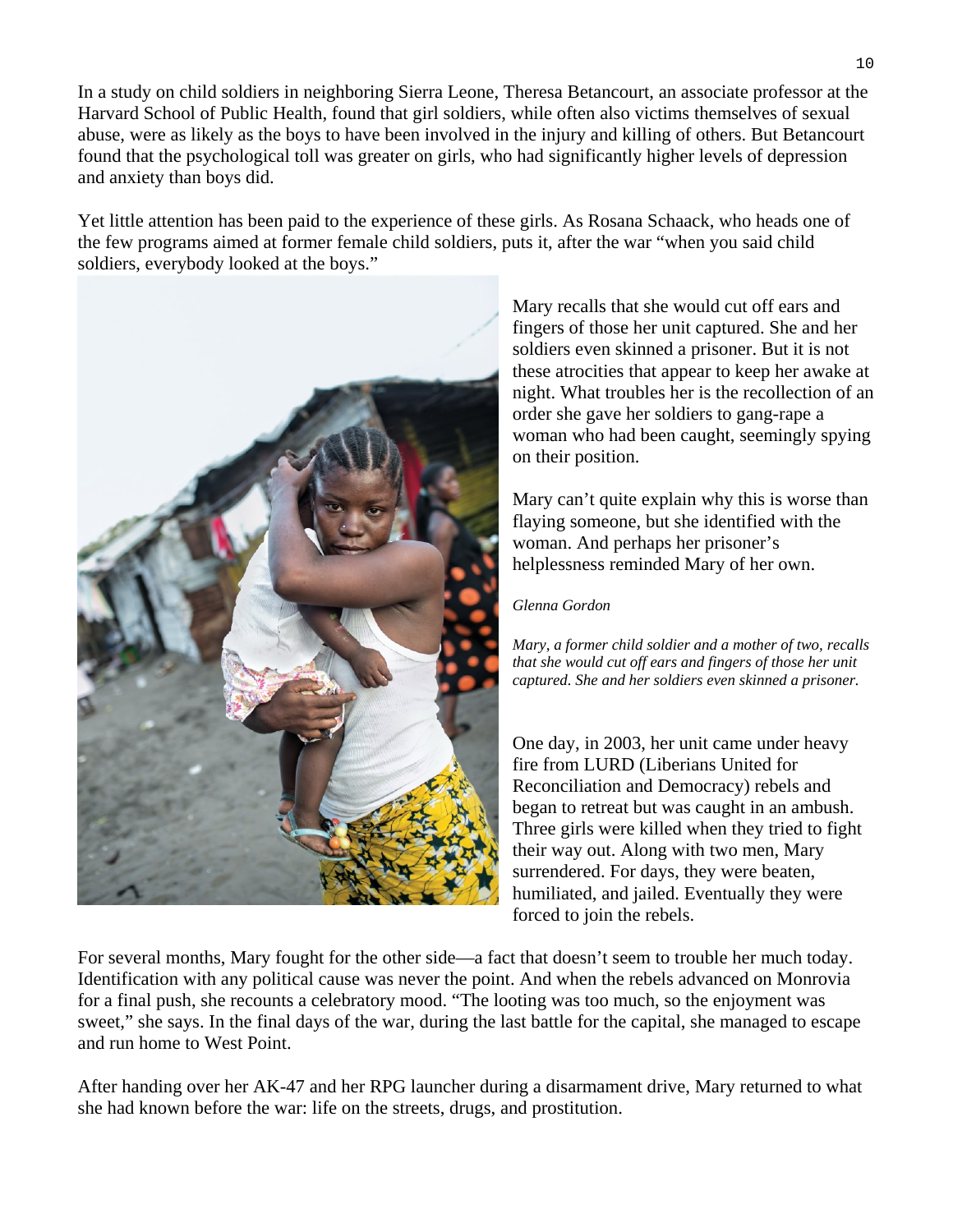In a study on child soldiers in neighboring Sierra Leone, Theresa Betancourt, an associate professor at the Harvard School of Public Health, found that girl soldiers, while often also victims themselves of sexual abuse, were as likely as the boys to have been involved in the injury and killing of others. But Betancourt found that the psychological toll was greater on girls, who had significantly higher levels of depression and anxiety than boys did.

Yet little attention has been paid to the experience of these girls. As Rosana Schaack, who heads one of the few programs aimed at former female child soldiers, puts it, after the war "when you said child soldiers, everybody looked at the boys."

Mary recalls that she would cut off ears and fingers of those her unit captured. She and her soldiers even skinned a prisoner. But it is not these atrocities that appear to keep her awake at night. What troubles her is the recollection of an order she gave her soldiers to gang-rape a woman who had been caught, seemingly spying on their position.

Mary can't quite explain why this is worse than flaying someone, but she identified with the woman. And perhaps her prisoner's helplessness reminded Mary of her own.

*Glenna Gordon*

*Mary, a former child soldier and a mother of two, recalls that she would cut off ears and fingers of those her unit captured. She and her soldiers even skinned a prisoner.*

One day, in 2003, her unit came under heavy fire from LURD (Liberians United for Reconciliation and Democracy) rebels and began to retreat but was caught in an ambush. Three girls were killed when they tried to fight their way out. Along with two men, Mary surrendered. For days, they were beaten, humiliated, and jailed. Eventually they were forced to join the rebels.

For several months, Mary fought for the other side—a fact that doesn't seem to trouble her much today. Identification with any political cause was never the point. And when the rebels advanced on Monrovia for a final push, she recounts a celebratory mood. "The looting was too much, so the enjoyment was sweet," she says. In the final days of the war, during the last battle for the capital, she managed to escape and run home to West Point.

After handing over her AK-47 and her RPG launcher during a disarmament drive, Mary returned to what she had known before the war: life on the streets, drugs, and prostitution.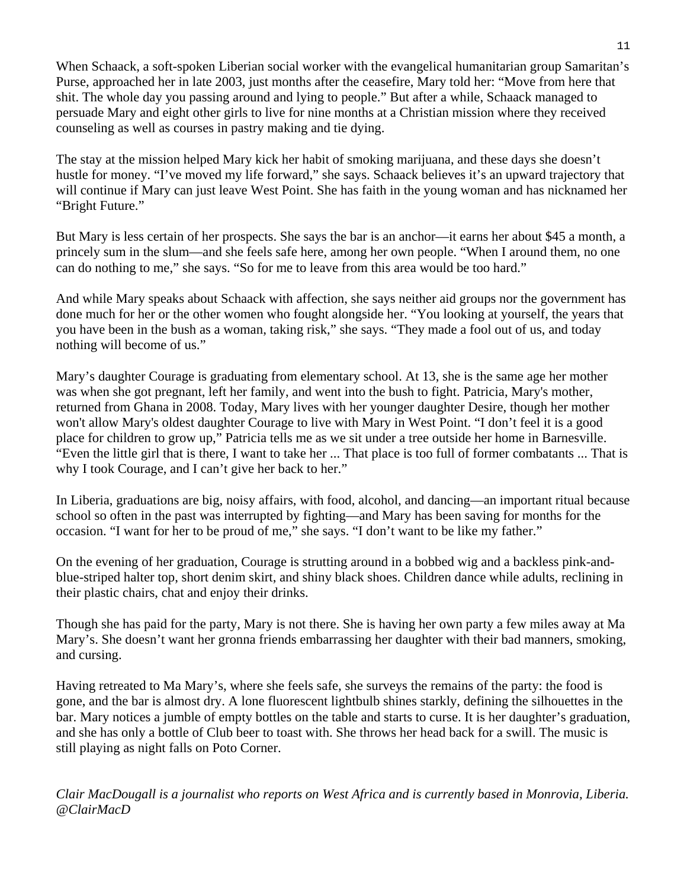When Schaack, a soft-spoken Liberian social worker with the evangelical humanitarian group Samaritan's Purse, approached her in late 2003, just months after the ceasefire, Mary told her: "Move from here that shit. The whole day you passing around and lying to people." But after a while, Schaack managed to persuade Mary and eight other girls to live for nine months at a Christian mission where they received counseling as well as courses in pastry making and tie dying.

The stay at the mission helped Mary kick her habit of smoking marijuana, and these days she doesn't hustle for money. "I've moved my life forward," she says. Schaack believes it's an upward trajectory that will continue if Mary can just leave West Point. She has faith in the young woman and has nicknamed her "Bright Future."

But Mary is less certain of her prospects. She says the bar is an anchor—it earns her about $45 a month, a princely sum in the slum—and she feels safe here, among her own people. "When I around them, no one can do nothing to me," she says. "So for me to leave from this area would be too hard."

And while Mary speaks about Schaack with affection, she says neither aid groups nor the government has done much for her or the other women who fought alongside her. "You looking at yourself, the years that you have been in the bush as a woman, taking risk," she says. "They made a fool out of us, and today nothing will become of us."

Mary's daughter Courage is graduating from elementary school. At 13, she is the same age her mother was when she got pregnant, left her family, and went into the bush to fight. Patricia, Mary's mother, returned from Ghana in 2008. Today, Mary lives with her younger daughter Desire, though her mother won't allow Mary's oldest daughter Courage to live with Mary in West Point. "I don't feel it is a good place for children to grow up," Patricia tells me as we sit under a tree outside her home in Barnesville. "Even the little girl that is there, I want to take her ... That place is too full of former combatants ... That is why I took Courage, and I can't give her back to her."

In Liberia, graduations are big, noisy affairs, with food, alcohol, and dancing—an important ritual because school so often in the past was interrupted by fighting—and Mary has been saving for months for the occasion. "I want for her to be proud of me," she says. "I don't want to be like my father."

On the evening of her graduation, Courage is strutting around in a bobbed wig and a backless pink-and-blue-striped halter top, short denim skirt, and shiny black shoes. Children dance while adults, reclining in their plastic chairs, chat and enjoy their drinks.

Though she has paid for the party, Mary is not there. She is having her own party a few miles away at Ma Mary's. She doesn't want her gronna friends embarrassing her daughter with their bad manners, smoking, and cursing.

Having retreated to Ma Mary's, where she feels safe, she surveys the remains of the party: the food is gone, and the bar is almost dry. A lone fluorescent lightbulb shines starkly, defining the silhouettes in the bar. Mary notices a jumble of empty bottles on the table and starts to curse. It is her daughter's graduation, and she has only a bottle of Club beer to toast with. She throws her head back for a swill. The music is still playing as night falls on Poto Corner.

*Clair MacDougall is a journalist who reports on West Africa and is currently based in Monrovia, Liberia. @ClairMacD*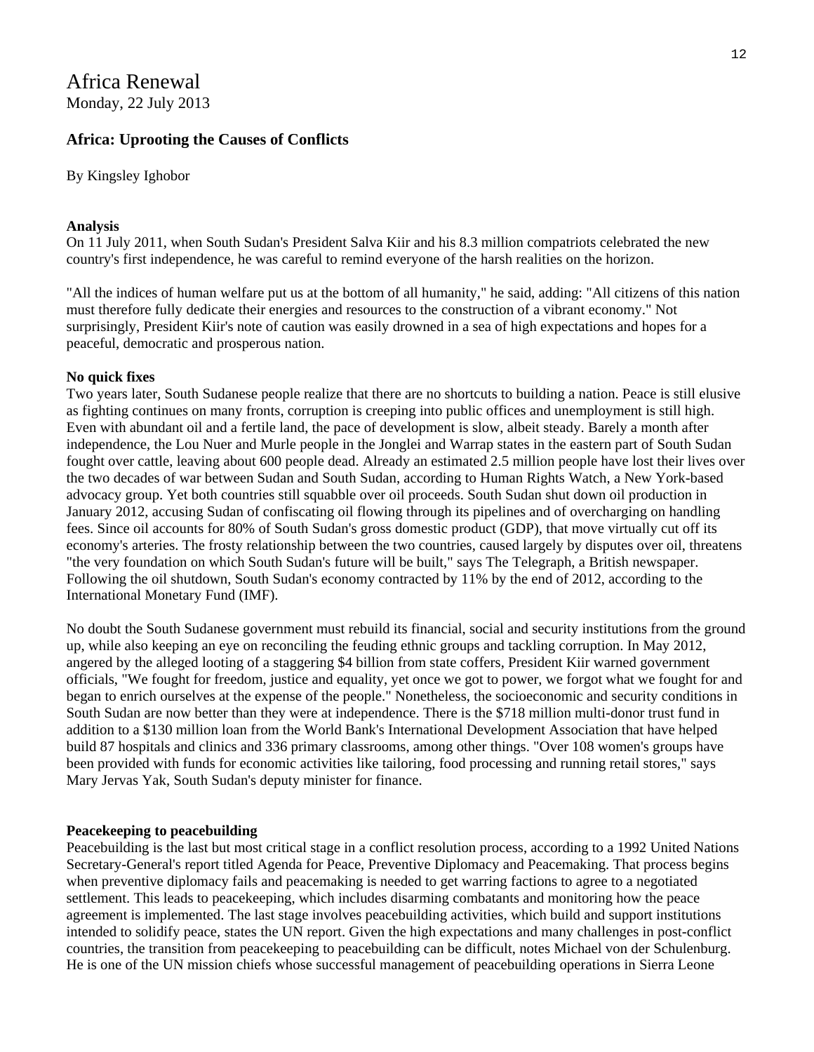# Africa Renewal

Monday, 22 July 2013

## Africa: Uprooting the Causes of Conflicts

By Kingsley Ighobor

**Analysis**

On 11 July 2011, when South Sudan's President Salva Kiir and his 8.3 million compatriots celebrated the new country's first independence, he was careful to remind everyone of the harsh realities on the horizon.

"All the indices of human welfare put us at the bottom of all humanity," he said, adding: "All citizens of this nation must therefore fully dedicate their energies and resources to the construction of a vibrant economy." Not surprisingly, President Kiir's note of caution was easily drowned in a sea of high expectations and hopes for a peaceful, democratic and prosperous nation.

**No quick fixes**

Two years later, South Sudanese people realize that there are no shortcuts to building a nation. Peace is still elusive as fighting continues on many fronts, corruption is creeping into public offices and unemployment is still high. Even with abundant oil and a fertile land, the pace of development is slow, albeit steady. Barely a month after independence, the Lou Nuer and Murle people in the Jonglei and Warrap states in the eastern part of South Sudan fought over cattle, leaving about 600 people dead. Already an estimated 2.5 million people have lost their lives over the two decades of war between Sudan and South Sudan, according to Human Rights Watch, a New York-based advocacy group. Yet both countries still squabble over oil proceeds. South Sudan shut down oil production in January 2012, accusing Sudan of confiscating oil flowing through its pipelines and of overcharging on handling fees. Since oil accounts for 80% of South Sudan's gross domestic product (GDP), that move virtually cut off its economy's arteries. The frosty relationship between the two countries, caused largely by disputes over oil, threatens "the very foundation on which South Sudan's future will be built," says The Telegraph, a British newspaper. Following the oil shutdown, South Sudan's economy contracted by 11% by the end of 2012, according to the International Monetary Fund (IMF).

No doubt the South Sudanese government must rebuild its financial, social and security institutions from the ground up, while also keeping an eye on reconciling the feuding ethnic groups and tackling corruption. In May 2012, angered by the alleged looting of a staggering $4 billion from state coffers, President Kiir warned government officials, "We fought for freedom, justice and equality, yet once we got to power, we forgot what we fought for and began to enrich ourselves at the expense of the people." Nonetheless, the socioeconomic and security conditions in South Sudan are now better than they were at independence. There is the $718 million multi-donor trust fund in addition to a $130 million loan from the World Bank's International Development Association that have helped build 87 hospitals and clinics and 336 primary classrooms, among other things. "Over 108 women's groups have been provided with funds for economic activities like tailoring, food processing and running retail stores," says Mary Jervas Yak, South Sudan's deputy minister for finance.

**Peacekeeping to peacebuilding**

Peacebuilding is the last but most critical stage in a conflict resolution process, according to a 1992 United Nations Secretary-General's report titled Agenda for Peace, Preventive Diplomacy and Peacemaking. That process begins when preventive diplomacy fails and peacemaking is needed to get warring factions to agree to a negotiated settlement. This leads to peacekeeping, which includes disarming combatants and monitoring how the peace agreement is implemented. The last stage involves peacebuilding activities, which build and support institutions intended to solidify peace, states the UN report. Given the high expectations and many challenges in post-conflict countries, the transition from peacekeeping to peacebuilding can be difficult, notes Michael von der Schulenburg. He is one of the UN mission chiefs whose successful management of peacebuilding operations in Sierra Leone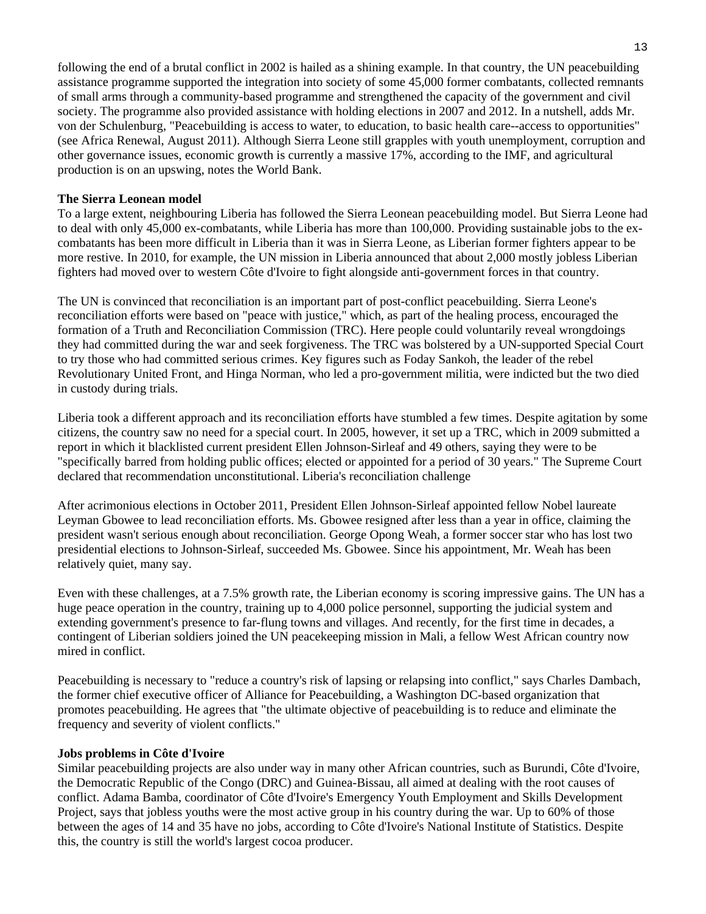following the end of a brutal conflict in 2002 is hailed as a shining example. In that country, the UN peacebuilding assistance programme supported the integration into society of some 45,000 former combatants, collected remnants of small arms through a community-based programme and strengthened the capacity of the government and civil society. The programme also provided assistance with holding elections in 2007 and 2012. In a nutshell, adds Mr. von der Schulenburg, "Peacebuilding is access to water, to education, to basic health care--access to opportunities" (see Africa Renewal, August 2011). Although Sierra Leone still grapples with youth unemployment, corruption and other governance issues, economic growth is currently a massive 17%, according to the IMF, and agricultural production is on an upswing, notes the World Bank.

**The Sierra Leonean model**

To a large extent, neighbouring Liberia has followed the Sierra Leonean peacebuilding model. But Sierra Leone had to deal with only 45,000 ex-combatants, while Liberia has more than 100,000. Providing sustainable jobs to the ex-combatants has been more difficult in Liberia than it was in Sierra Leone, as Liberian former fighters appear to be more restive. In 2010, for example, the UN mission in Liberia announced that about 2,000 mostly jobless Liberian fighters had moved over to western Côte d'Ivoire to fight alongside anti-government forces in that country.

The UN is convinced that reconciliation is an important part of post-conflict peacebuilding. Sierra Leone's reconciliation efforts were based on "peace with justice," which, as part of the healing process, encouraged the formation of a Truth and Reconciliation Commission (TRC). Here people could voluntarily reveal wrongdoings they had committed during the war and seek forgiveness. The TRC was bolstered by a UN-supported Special Court to try those who had committed serious crimes. Key figures such as Foday Sankoh, the leader of the rebel Revolutionary United Front, and Hinga Norman, who led a pro-government militia, were indicted but the two died in custody during trials.

Liberia took a different approach and its reconciliation efforts have stumbled a few times. Despite agitation by some citizens, the country saw no need for a special court. In 2005, however, it set up a TRC, which in 2009 submitted a report in which it blacklisted current president Ellen Johnson-Sirleaf and 49 others, saying they were to be "specifically barred from holding public offices; elected or appointed for a period of 30 years." The Supreme Court declared that recommendation unconstitutional. Liberia's reconciliation challenge

After acrimonious elections in October 2011, President Ellen Johnson-Sirleaf appointed fellow Nobel laureate Leyman Gbowee to lead reconciliation efforts. Ms. Gbowee resigned after less than a year in office, claiming the president wasn't serious enough about reconciliation. George Opong Weah, a former soccer star who has lost two presidential elections to Johnson-Sirleaf, succeeded Ms. Gbowee. Since his appointment, Mr. Weah has been relatively quiet, many say.

Even with these challenges, at a 7.5% growth rate, the Liberian economy is scoring impressive gains. The UN has a huge peace operation in the country, training up to 4,000 police personnel, supporting the judicial system and extending government's presence to far-flung towns and villages. And recently, for the first time in decades, a contingent of Liberian soldiers joined the UN peacekeeping mission in Mali, a fellow West African country now mired in conflict.

Peacebuilding is necessary to "reduce a country's risk of lapsing or relapsing into conflict," says Charles Dambach, the former chief executive officer of Alliance for Peacebuilding, a Washington DC-based organization that promotes peacebuilding. He agrees that "the ultimate objective of peacebuilding is to reduce and eliminate the frequency and severity of violent conflicts."

**Jobs problems in Côte d'Ivoire**

Similar peacebuilding projects are also under way in many other African countries, such as Burundi, Côte d'Ivoire, the Democratic Republic of the Congo (DRC) and Guinea-Bissau, all aimed at dealing with the root causes of conflict. Adama Bamba, coordinator of Côte d'Ivoire's Emergency Youth Employment and Skills Development Project, says that jobless youths were the most active group in his country during the war. Up to 60% of those between the ages of 14 and 35 have no jobs, according to Côte d'Ivoire's National Institute of Statistics. Despite this, the country is still the world's largest cocoa producer.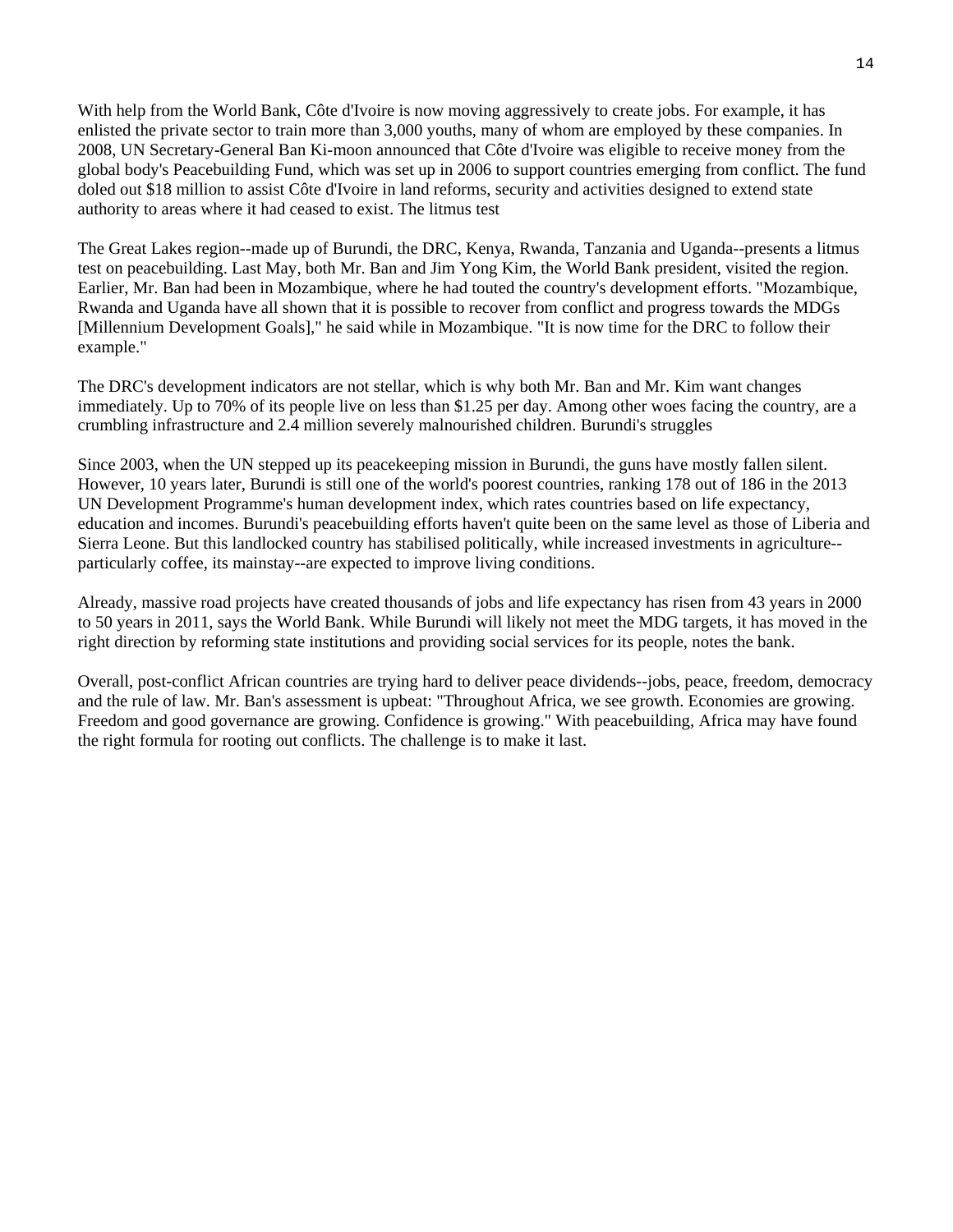With help from the World Bank, Côte d'Ivoire is now moving aggressively to create jobs. For example, it has enlisted the private sector to train more than 3,000 youths, many of whom are employed by these companies. In 2008, UN Secretary-General Ban Ki-moon announced that Côte d'Ivoire was eligible to receive money from the global body's Peacebuilding Fund, which was set up in 2006 to support countries emerging from conflict. The fund doled out $18 million to assist Côte d'Ivoire in land reforms, security and activities designed to extend state authority to areas where it had ceased to exist. The litmus test

The Great Lakes region--made up of Burundi, the DRC, Kenya, Rwanda, Tanzania and Uganda--presents a litmus test on peacebuilding. Last May, both Mr. Ban and Jim Yong Kim, the World Bank president, visited the region. Earlier, Mr. Ban had been in Mozambique, where he had touted the country's development efforts. "Mozambique, Rwanda and Uganda have all shown that it is possible to recover from conflict and progress towards the MDGs [Millennium Development Goals]," he said while in Mozambique. "It is now time for the DRC to follow their example."

The DRC's development indicators are not stellar, which is why both Mr. Ban and Mr. Kim want changes immediately. Up to 70% of its people live on less than $1.25 per day. Among other woes facing the country, are a crumbling infrastructure and 2.4 million severely malnourished children. Burundi's struggles

Since 2003, when the UN stepped up its peacekeeping mission in Burundi, the guns have mostly fallen silent. However, 10 years later, Burundi is still one of the world's poorest countries, ranking 178 out of 186 in the 2013 UN Development Programme's human development index, which rates countries based on life expectancy, education and incomes. Burundi's peacebuilding efforts haven't quite been on the same level as those of Liberia and Sierra Leone. But this landlocked country has stabilised politically, while increased investments in agriculture--particularly coffee, its mainstay--are expected to improve living conditions.

Already, massive road projects have created thousands of jobs and life expectancy has risen from 43 years in 2000 to 50 years in 2011, says the World Bank. While Burundi will likely not meet the MDG targets, it has moved in the right direction by reforming state institutions and providing social services for its people, notes the bank.

Overall, post-conflict African countries are trying hard to deliver peace dividends--jobs, peace, freedom, democracy and the rule of law. Mr. Ban's assessment is upbeat: "Throughout Africa, we see growth. Economies are growing. Freedom and good governance are growing. Confidence is growing." With peacebuilding, Africa may have found the right formula for rooting out conflicts. The challenge is to make it last.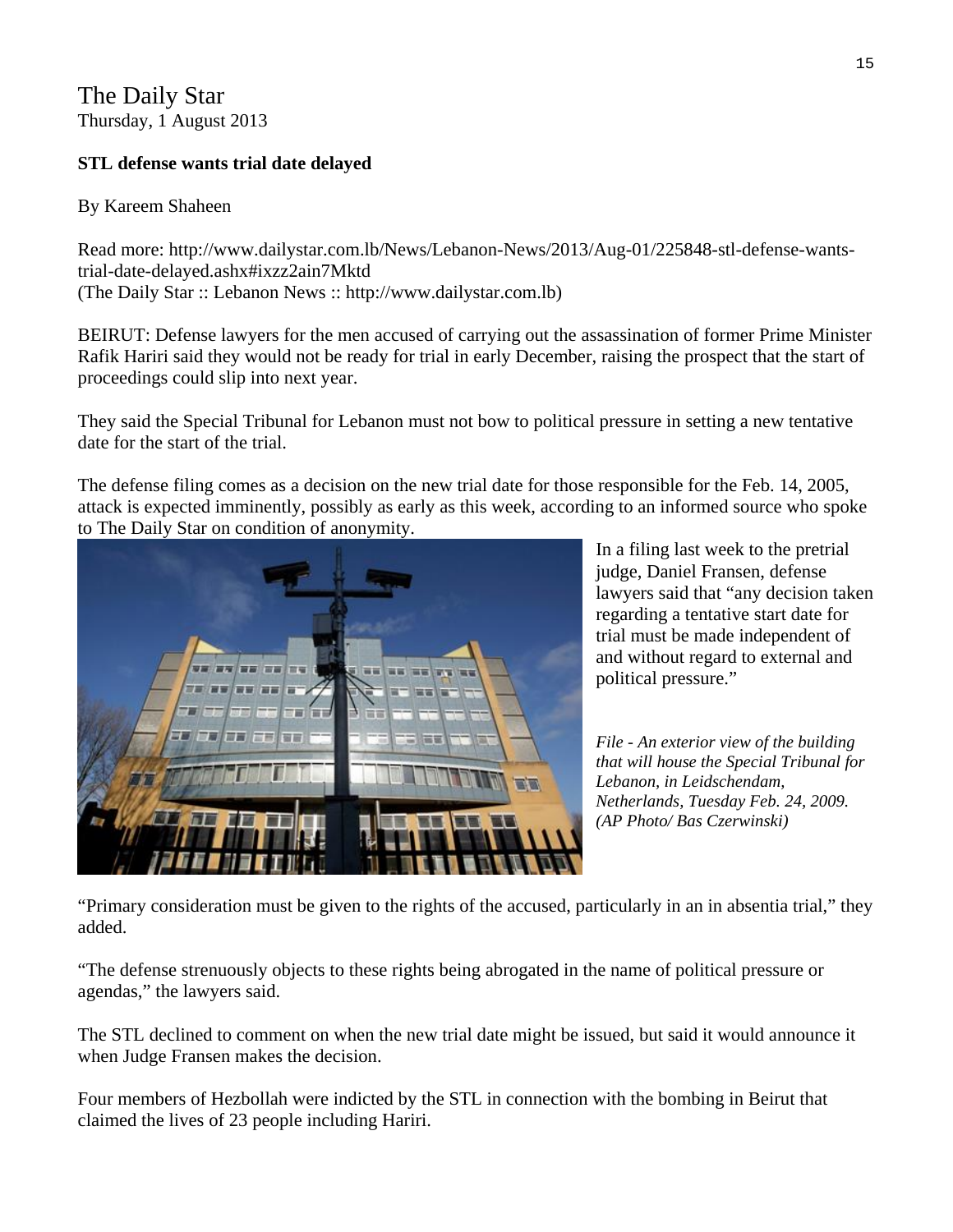The Daily Star
Thursday, 1 August 2013

**STL defense wants trial date delayed**

By Kareem Shaheen

Read more: http://www.dailystar.com.lb/News/Lebanon-News/2013/Aug-01/225848-stl-defense-wants-trial-date-delayed.ashx#ixzz2ain7Mktd
(The Daily Star :: Lebanon News :: http://www.dailystar.com.lb)

BEIRUT: Defense lawyers for the men accused of carrying out the assassination of former Prime Minister Rafik Hariri said they would not be ready for trial in early December, raising the prospect that the start of proceedings could slip into next year.

They said the Special Tribunal for Lebanon must not bow to political pressure in setting a new tentative date for the start of the trial.

The defense filing comes as a decision on the new trial date for those responsible for the Feb. 14, 2005, attack is expected imminently, possibly as early as this week, according to an informed source who spoke to The Daily Star on condition of anonymity.

In a filing last week to the pretrial judge, Daniel Fransen, defense lawyers said that "any decision taken regarding a tentative start date for trial must be made independent of and without regard to external and political pressure."

*File - An exterior view of the building that will house the Special Tribunal for Lebanon, in Leidschendam, Netherlands, Tuesday Feb. 24, 2009. (AP Photo/ Bas Czerwinski)*

"Primary consideration must be given to the rights of the accused, particularly in an in absentia trial," they added.

"The defense strenuously objects to these rights being abrogated in the name of political pressure or agendas," the lawyers said.

The STL declined to comment on when the new trial date might be issued, but said it would announce it when Judge Fransen makes the decision.

Four members of Hezbollah were indicted by the STL in connection with the bombing in Beirut that claimed the lives of 23 people including Hariri.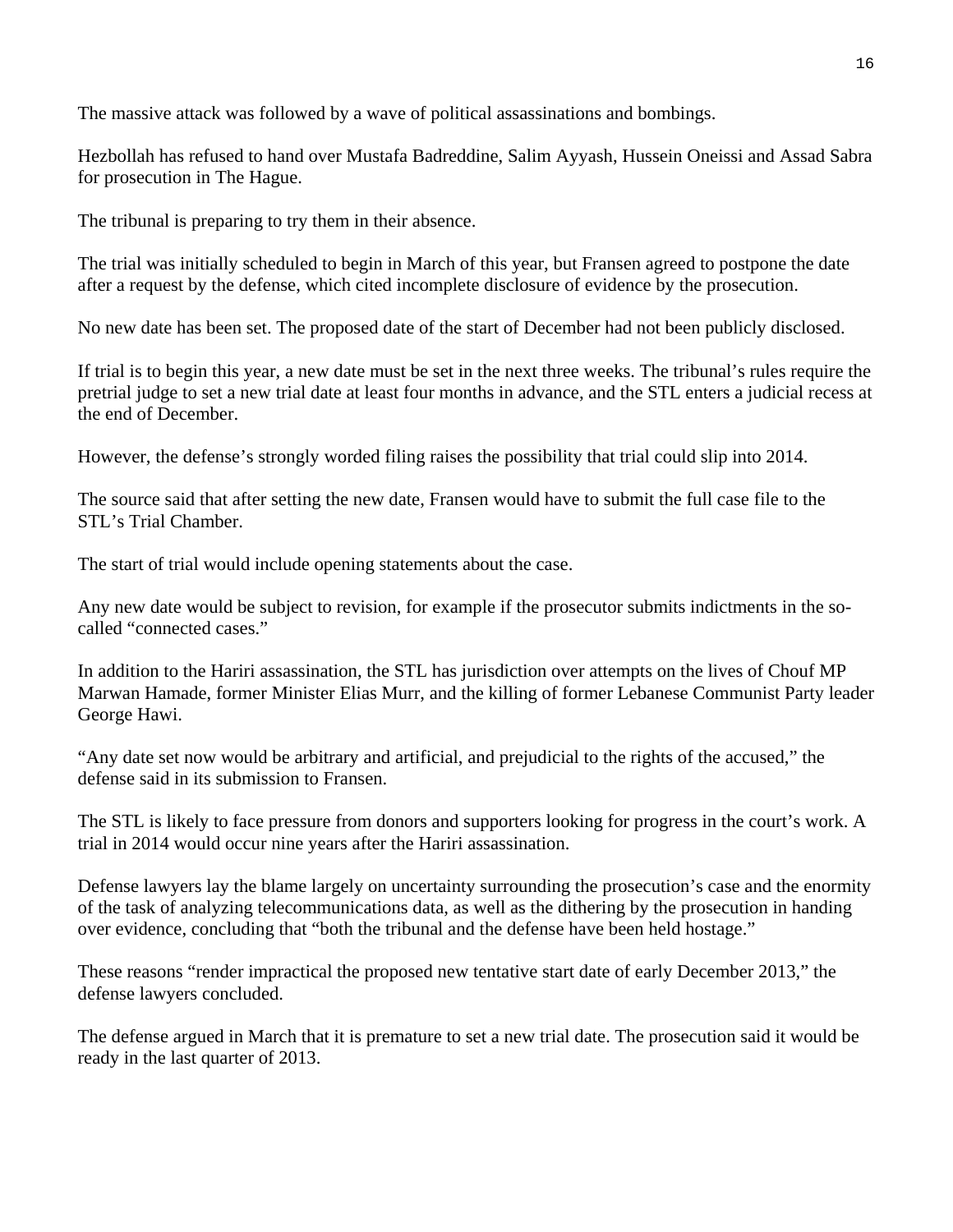The massive attack was followed by a wave of political assassinations and bombings.

Hezbollah has refused to hand over Mustafa Badreddine, Salim Ayyash, Hussein Oneissi and Assad Sabra for prosecution in The Hague.

The tribunal is preparing to try them in their absence.

The trial was initially scheduled to begin in March of this year, but Fransen agreed to postpone the date after a request by the defense, which cited incomplete disclosure of evidence by the prosecution.

No new date has been set. The proposed date of the start of December had not been publicly disclosed.

If trial is to begin this year, a new date must be set in the next three weeks. The tribunal's rules require the pretrial judge to set a new trial date at least four months in advance, and the STL enters a judicial recess at the end of December.

However, the defense's strongly worded filing raises the possibility that trial could slip into 2014.

The source said that after setting the new date, Fransen would have to submit the full case file to the STL's Trial Chamber.

The start of trial would include opening statements about the case.

Any new date would be subject to revision, for example if the prosecutor submits indictments in the so-called "connected cases."

In addition to the Hariri assassination, the STL has jurisdiction over attempts on the lives of Chouf MP Marwan Hamade, former Minister Elias Murr, and the killing of former Lebanese Communist Party leader George Hawi.

"Any date set now would be arbitrary and artificial, and prejudicial to the rights of the accused," the defense said in its submission to Fransen.

The STL is likely to face pressure from donors and supporters looking for progress in the court's work. A trial in 2014 would occur nine years after the Hariri assassination.

Defense lawyers lay the blame largely on uncertainty surrounding the prosecution's case and the enormity of the task of analyzing telecommunications data, as well as the dithering by the prosecution in handing over evidence, concluding that "both the tribunal and the defense have been held hostage."

These reasons "render impractical the proposed new tentative start date of early December 2013," the defense lawyers concluded.

The defense argued in March that it is premature to set a new trial date. The prosecution said it would be ready in the last quarter of 2013.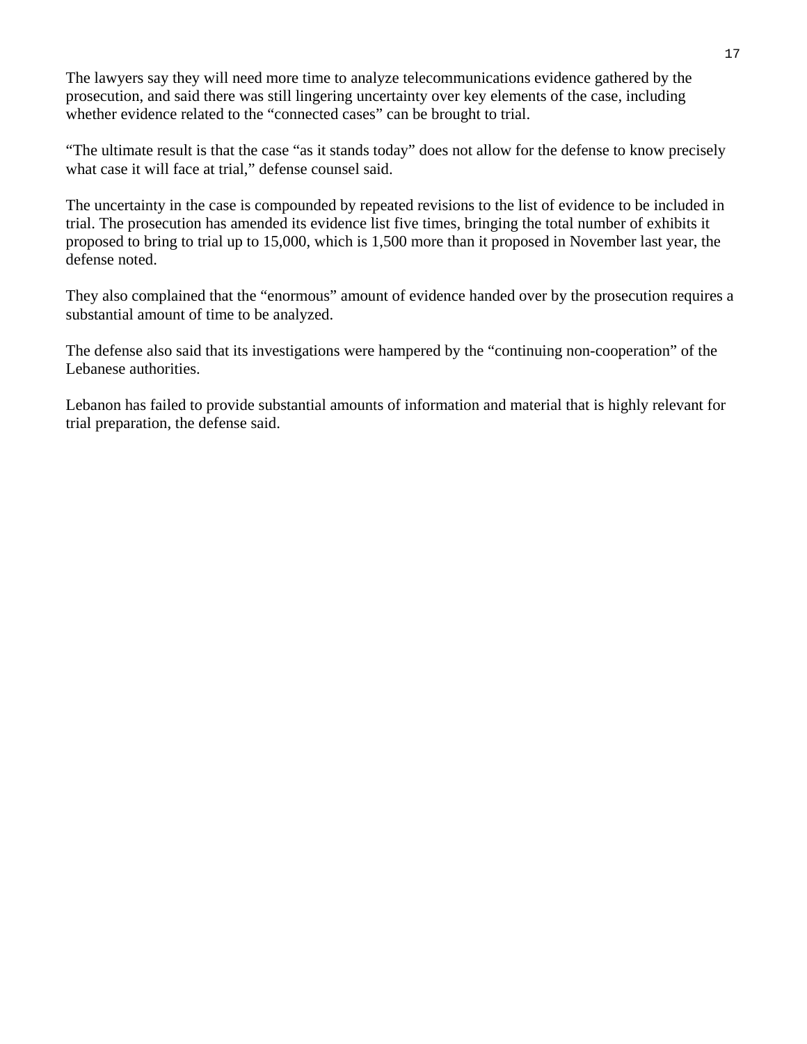The lawyers say they will need more time to analyze telecommunications evidence gathered by the prosecution, and said there was still lingering uncertainty over key elements of the case, including whether evidence related to the "connected cases" can be brought to trial.

"The ultimate result is that the case "as it stands today" does not allow for the defense to know precisely what case it will face at trial," defense counsel said.

The uncertainty in the case is compounded by repeated revisions to the list of evidence to be included in trial. The prosecution has amended its evidence list five times, bringing the total number of exhibits it proposed to bring to trial up to 15,000, which is 1,500 more than it proposed in November last year, the defense noted.

They also complained that the "enormous" amount of evidence handed over by the prosecution requires a substantial amount of time to be analyzed.

The defense also said that its investigations were hampered by the "continuing non-cooperation" of the Lebanese authorities.

Lebanon has failed to provide substantial amounts of information and material that is highly relevant for trial preparation, the defense said.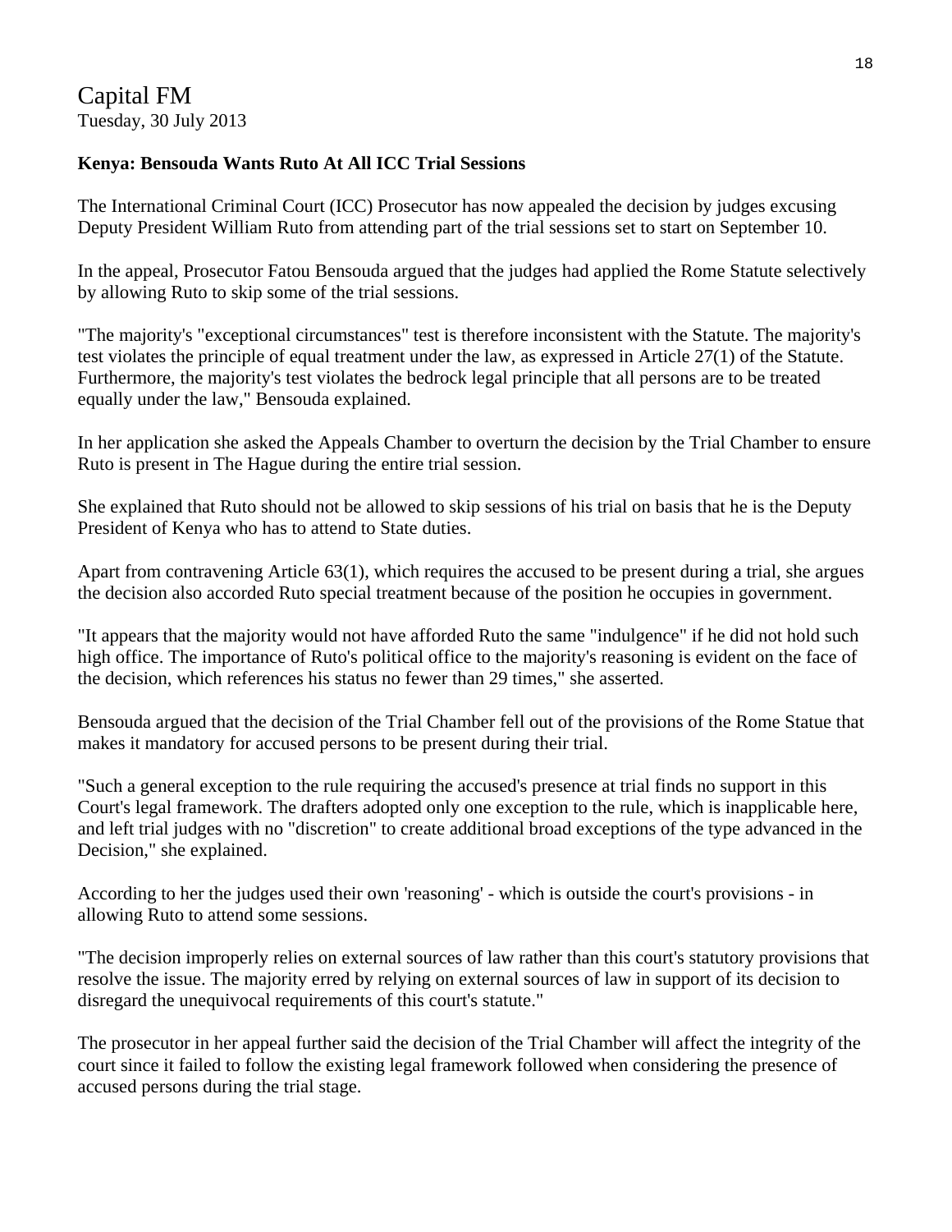Capital FM

Tuesday, 30 July 2013

**Kenya: Bensouda Wants Ruto At All ICC Trial Sessions**

The International Criminal Court (ICC) Prosecutor has now appealed the decision by judges excusing Deputy President William Ruto from attending part of the trial sessions set to start on September 10.

In the appeal, Prosecutor Fatou Bensouda argued that the judges had applied the Rome Statute selectively by allowing Ruto to skip some of the trial sessions.

"The majority's "exceptional circumstances" test is therefore inconsistent with the Statute. The majority's test violates the principle of equal treatment under the law, as expressed in Article 27(1) of the Statute. Furthermore, the majority's test violates the bedrock legal principle that all persons are to be treated equally under the law," Bensouda explained.

In her application she asked the Appeals Chamber to overturn the decision by the Trial Chamber to ensure Ruto is present in The Hague during the entire trial session.

She explained that Ruto should not be allowed to skip sessions of his trial on basis that he is the Deputy President of Kenya who has to attend to State duties.

Apart from contravening Article 63(1), which requires the accused to be present during a trial, she argues the decision also accorded Ruto special treatment because of the position he occupies in government.

"It appears that the majority would not have afforded Ruto the same "indulgence" if he did not hold such high office. The importance of Ruto's political office to the majority's reasoning is evident on the face of the decision, which references his status no fewer than 29 times," she asserted.

Bensouda argued that the decision of the Trial Chamber fell out of the provisions of the Rome Statue that makes it mandatory for accused persons to be present during their trial.

"Such a general exception to the rule requiring the accused's presence at trial finds no support in this Court's legal framework. The drafters adopted only one exception to the rule, which is inapplicable here, and left trial judges with no "discretion" to create additional broad exceptions of the type advanced in the Decision," she explained.

According to her the judges used their own 'reasoning' - which is outside the court's provisions - in allowing Ruto to attend some sessions.

"The decision improperly relies on external sources of law rather than this court's statutory provisions that resolve the issue. The majority erred by relying on external sources of law in support of its decision to disregard the unequivocal requirements of this court's statute."

The prosecutor in her appeal further said the decision of the Trial Chamber will affect the integrity of the court since it failed to follow the existing legal framework followed when considering the presence of accused persons during the trial stage.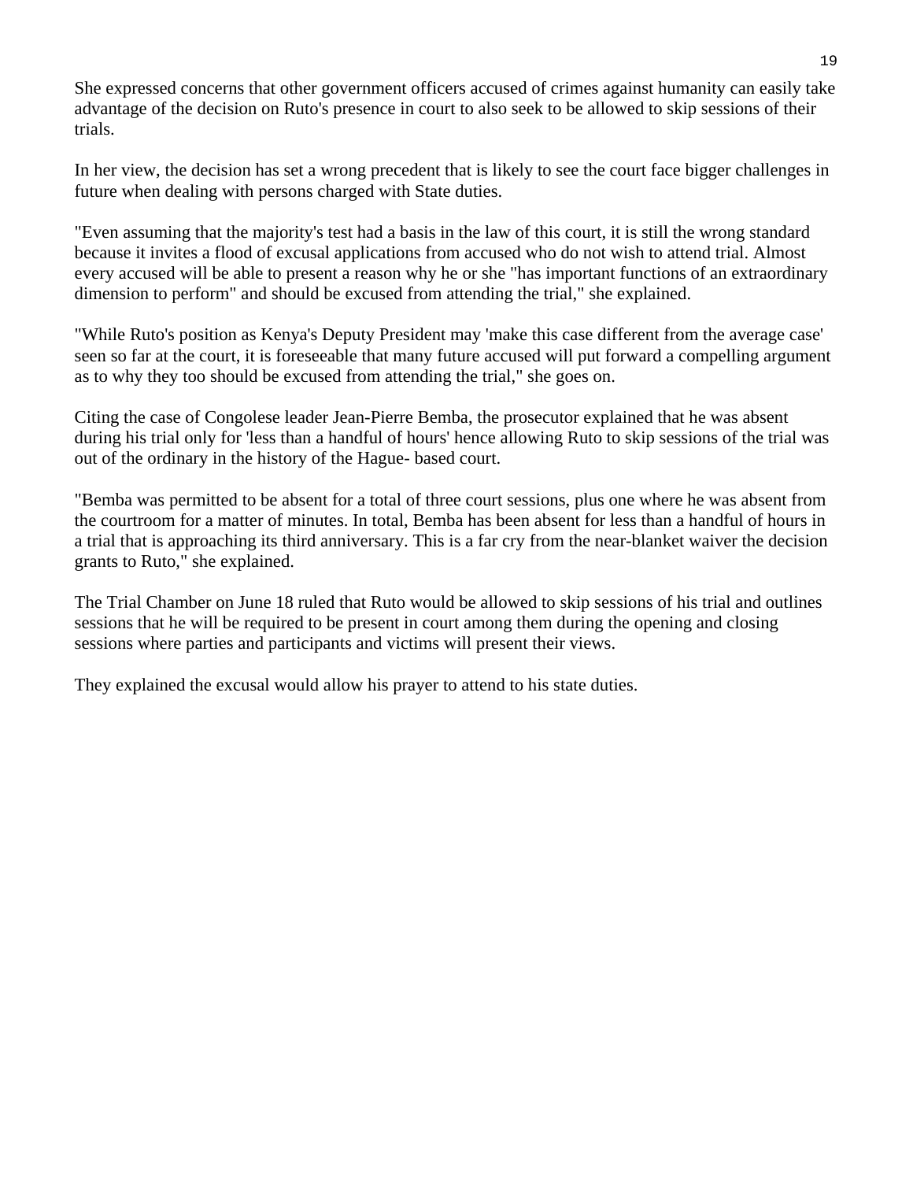She expressed concerns that other government officers accused of crimes against humanity can easily take advantage of the decision on Ruto's presence in court to also seek to be allowed to skip sessions of their trials.

In her view, the decision has set a wrong precedent that is likely to see the court face bigger challenges in future when dealing with persons charged with State duties.

"Even assuming that the majority's test had a basis in the law of this court, it is still the wrong standard because it invites a flood of excusal applications from accused who do not wish to attend trial. Almost every accused will be able to present a reason why he or she "has important functions of an extraordinary dimension to perform" and should be excused from attending the trial," she explained.

"While Ruto's position as Kenya's Deputy President may 'make this case different from the average case' seen so far at the court, it is foreseeable that many future accused will put forward a compelling argument as to why they too should be excused from attending the trial," she goes on.

Citing the case of Congolese leader Jean-Pierre Bemba, the prosecutor explained that he was absent during his trial only for 'less than a handful of hours' hence allowing Ruto to skip sessions of the trial was out of the ordinary in the history of the Hague- based court.

"Bemba was permitted to be absent for a total of three court sessions, plus one where he was absent from the courtroom for a matter of minutes. In total, Bemba has been absent for less than a handful of hours in a trial that is approaching its third anniversary. This is a far cry from the near-blanket waiver the decision grants to Ruto," she explained.

The Trial Chamber on June 18 ruled that Ruto would be allowed to skip sessions of his trial and outlines sessions that he will be required to be present in court among them during the opening and closing sessions where parties and participants and victims will present their views.

They explained the excusal would allow his prayer to attend to his state duties.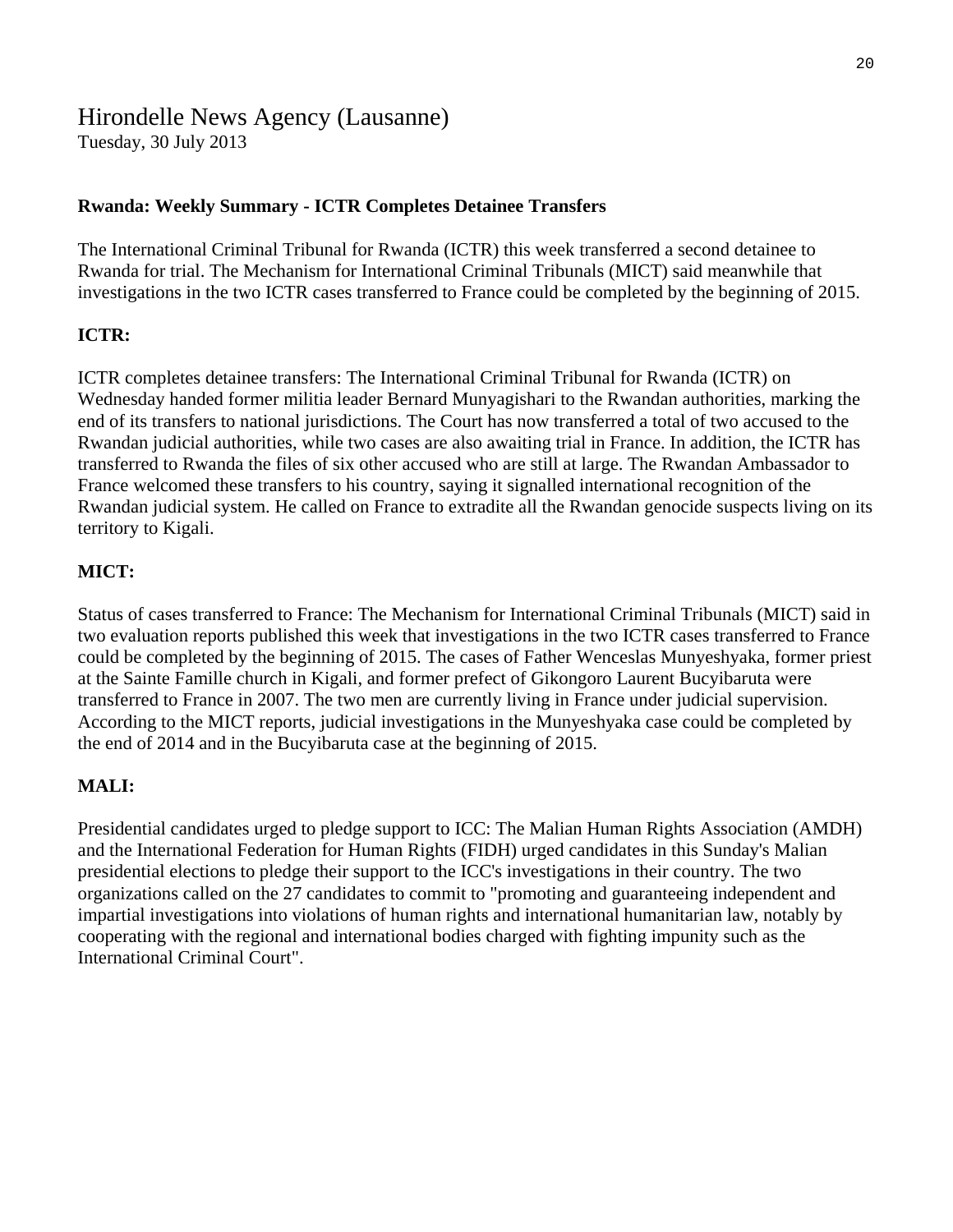# Hirondelle News Agency (Lausanne)

Tuesday, 30 July 2013

**Rwanda: Weekly Summary - ICTR Completes Detainee Transfers**

The International Criminal Tribunal for Rwanda (ICTR) this week transferred a second detainee to Rwanda for trial. The Mechanism for International Criminal Tribunals (MICT) said meanwhile that investigations in the two ICTR cases transferred to France could be completed by the beginning of 2015.

**ICTR:**

ICTR completes detainee transfers: The International Criminal Tribunal for Rwanda (ICTR) on Wednesday handed former militia leader Bernard Munyagishari to the Rwandan authorities, marking the end of its transfers to national jurisdictions. The Court has now transferred a total of two accused to the Rwandan judicial authorities, while two cases are also awaiting trial in France. In addition, the ICTR has transferred to Rwanda the files of six other accused who are still at large. The Rwandan Ambassador to France welcomed these transfers to his country, saying it signalled international recognition of the Rwandan judicial system. He called on France to extradite all the Rwandan genocide suspects living on its territory to Kigali.

**MICT:**

Status of cases transferred to France: The Mechanism for International Criminal Tribunals (MICT) said in two evaluation reports published this week that investigations in the two ICTR cases transferred to France could be completed by the beginning of 2015. The cases of Father Wenceslas Munyeshyaka, former priest at the Sainte Famille church in Kigali, and former prefect of Gikongoro Laurent Bucyibaruta were transferred to France in 2007. The two men are currently living in France under judicial supervision. According to the MICT reports, judicial investigations in the Munyeshyaka case could be completed by the end of 2014 and in the Bucyibaruta case at the beginning of 2015.

**MALI:**

Presidential candidates urged to pledge support to ICC: The Malian Human Rights Association (AMDH) and the International Federation for Human Rights (FIDH) urged candidates in this Sunday's Malian presidential elections to pledge their support to the ICC's investigations in their country. The two organizations called on the 27 candidates to commit to "promoting and guaranteeing independent and impartial investigations into violations of human rights and international humanitarian law, notably by cooperating with the regional and international bodies charged with fighting impunity such as the International Criminal Court".